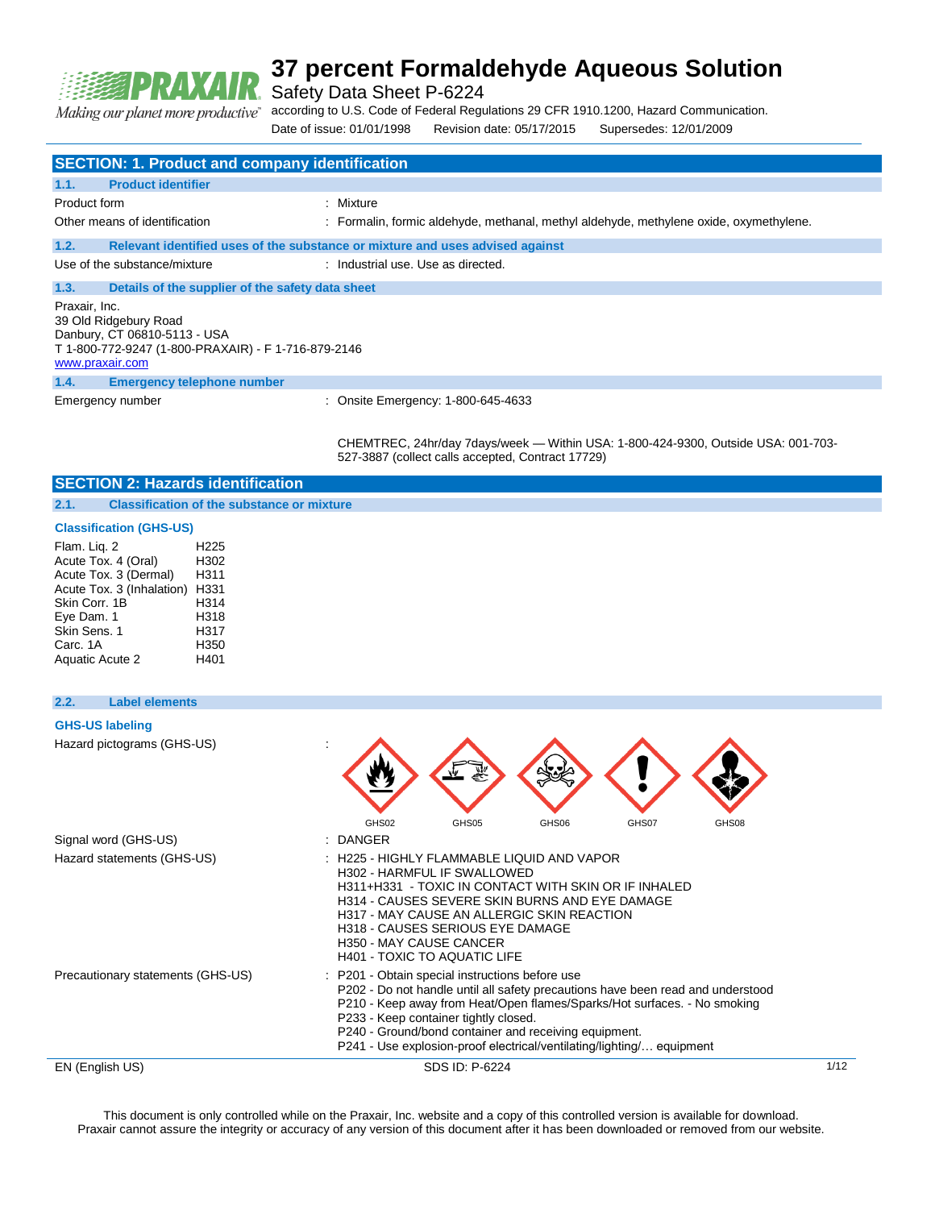# 37 percent Formaldehyde Aqueous Solution

Safety Data Sheet P-6224

according to U.S. Code of Federal Regulations 29 CFR 1910.1200, Hazard Communication.

Date of issue: 01/01/1998 Revision date: 05/17/2015 Supersedes: 12/01/2009

## SECTION: 1. Product and company identification

### 1.1. Product identifier

Product form : Mixture

Other means of identification : Formalin, formic aldehyde, methanal, methyl aldehyde, methylene oxide, oxymethylene.

### 1.2. Relevant identified uses of the substance or mixture and uses advised against

Use of the substance/mixture : Industrial use. Use as directed.

### 1.3. Details of the supplier of the safety data sheet

Praxair, Inc.
39 Old Ridgebury Road
Danbury, CT 06810-5113 - USA
T 1-800-772-9247 (1-800-PRAXAIR) - F 1-716-879-2146
www.praxair.com

### 1.4. Emergency telephone number

Emergency number : Onsite Emergency: 1-800-645-4633

CHEMTREC, 24hr/day 7days/week — Within USA: 1-800-424-9300, Outside USA: 001-703-527-3887 (collect calls accepted, Contract 17729)

## SECTION 2: Hazards identification

### 2.1. Classification of the substance or mixture

**Classification (GHS-US)**

| | |
|---|---|
| Flam. Liq. 2 | H225 |
| Acute Tox. 4 (Oral) | H302 |
| Acute Tox. 3 (Dermal) | H311 |
| Acute Tox. 3 (Inhalation) | H331 |
| Skin Corr. 1B | H314 |
| Eye Dam. 1 | H318 |
| Skin Sens. 1 | H317 |
| Carc. 1A | H350 |
| Aquatic Acute 2 | H401 |

### 2.2. Label elements

**GHS-US labeling**

Hazard pictograms (GHS-US) :

GHS02 GHS05 GHS06 GHS07 GHS08

Signal word (GHS-US) : DANGER

Hazard statements (GHS-US) :
- H225 - HIGHLY FLAMMABLE LIQUID AND VAPOR
- H302 - HARMFUL IF SWALLOWED
- H311+H331 - TOXIC IN CONTACT WITH SKIN OR IF INHALED
- H314 - CAUSES SEVERE SKIN BURNS AND EYE DAMAGE
- H317 - MAY CAUSE AN ALLERGIC SKIN REACTION
- H318 - CAUSES SERIOUS EYE DAMAGE
- H350 - MAY CAUSE CANCER
- H401 - TOXIC TO AQUATIC LIFE

Precautionary statements (GHS-US) :
- P201 - Obtain special instructions before use
- P202 - Do not handle until all safety precautions have been read and understood
- P210 - Keep away from Heat/Open flames/Sparks/Hot surfaces. - No smoking
- P233 - Keep container tightly closed.
- P240 - Ground/bond container and receiving equipment.
- P241 - Use explosion-proof electrical/ventilating/lighting/… equipment

This document is only controlled while on the Praxair, Inc. website and a copy of this controlled version is available for download. Praxair cannot assure the integrity or accuracy of any version of this document after it has been downloaded or removed from our website.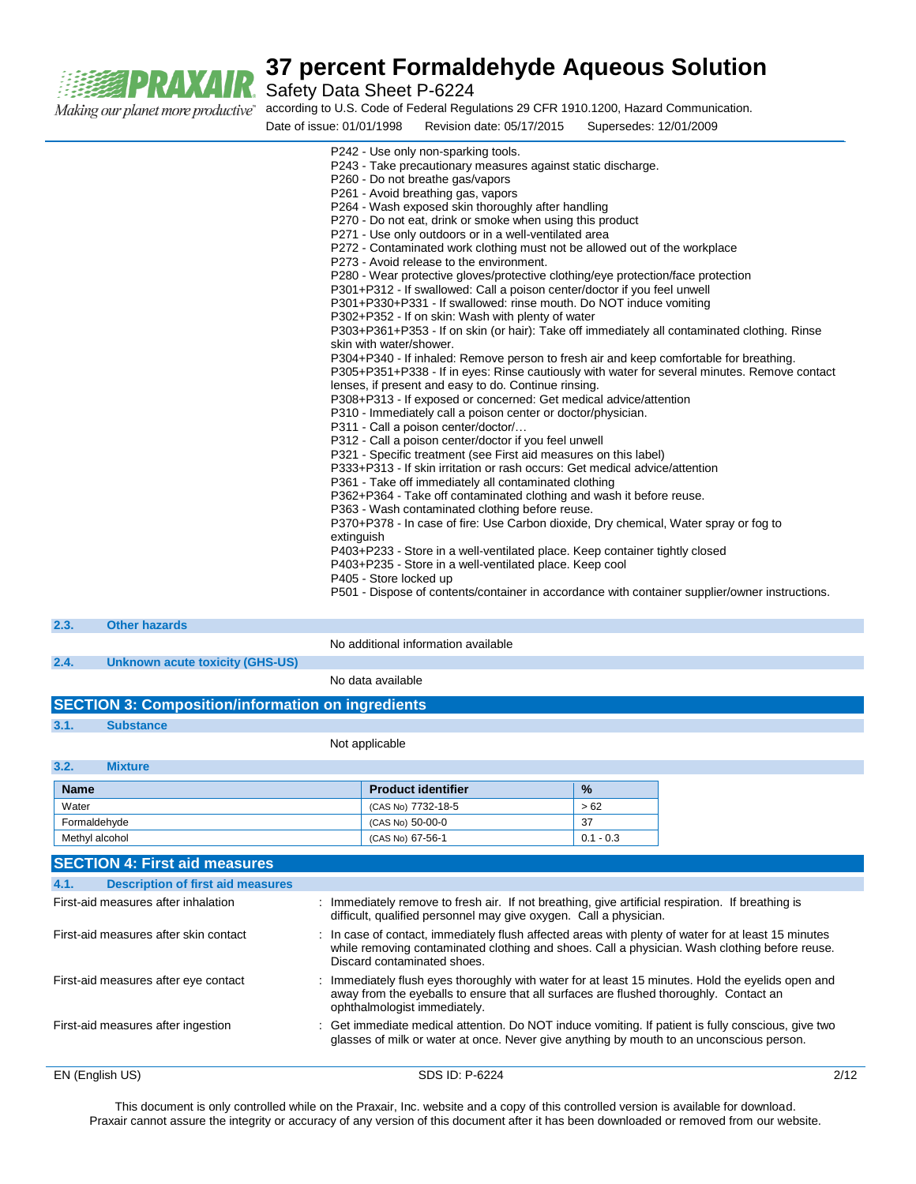P242 - Use only non-sparking tools.
P243 - Take precautionary measures against static discharge.
P260 - Do not breathe gas/vapors
P261 - Avoid breathing gas, vapors
P264 - Wash exposed skin thoroughly after handling
P270 - Do not eat, drink or smoke when using this product
P271 - Use only outdoors or in a well-ventilated area
P272 - Contaminated work clothing must not be allowed out of the workplace
P273 - Avoid release to the environment.
P280 - Wear protective gloves/protective clothing/eye protection/face protection
P301+P312 - If swallowed: Call a poison center/doctor if you feel unwell
P301+P330+P331 - If swallowed: rinse mouth. Do NOT induce vomiting
P302+P352 - If on skin: Wash with plenty of water
P303+P361+P353 - If on skin (or hair): Take off immediately all contaminated clothing. Rinse skin with water/shower.
P304+P340 - If inhaled: Remove person to fresh air and keep comfortable for breathing.
P305+P351+P338 - If in eyes: Rinse cautiously with water for several minutes. Remove contact lenses, if present and easy to do. Continue rinsing.
P308+P313 - If exposed or concerned: Get medical advice/attention
P310 - Immediately call a poison center or doctor/physician.
P311 - Call a poison center/doctor/…
P312 - Call a poison center/doctor if you feel unwell
P321 - Specific treatment (see First aid measures on this label)
P333+P313 - If skin irritation or rash occurs: Get medical advice/attention
P361 - Take off immediately all contaminated clothing
P362+P364 - Take off contaminated clothing and wash it before reuse.
P363 - Wash contaminated clothing before reuse.
P370+P378 - In case of fire: Use Carbon dioxide, Dry chemical, Water spray or fog to extinguish
P403+P233 - Store in a well-ventilated place. Keep container tightly closed
P403+P235 - Store in a well-ventilated place. Keep cool
P405 - Store locked up
P501 - Dispose of contents/container in accordance with container supplier/owner instructions.

### 2.3. Other hazards

No additional information available

### 2.4. Unknown acute toxicity (GHS-US)

No data available

## SECTION 3: Composition/information on ingredients

### 3.1. Substance

Not applicable

### 3.2. Mixture

| Name | Product identifier | % |
|---|---|---|
| Water | (CAS No) 7732-18-5 | > 62 |
| Formaldehyde | (CAS No) 50-00-0 | 37 |
| Methyl alcohol | (CAS No) 67-56-1 | 0.1 - 0.3 |

## SECTION 4: First aid measures

### 4.1. Description of first aid measures

First-aid measures after inhalation : Immediately remove to fresh air. If not breathing, give artificial respiration. If breathing is difficult, qualified personnel may give oxygen. Call a physician.

First-aid measures after skin contact : In case of contact, immediately flush affected areas with plenty of water for at least 15 minutes while removing contaminated clothing and shoes. Call a physician. Wash clothing before reuse. Discard contaminated shoes.

First-aid measures after eye contact : Immediately flush eyes thoroughly with water for at least 15 minutes. Hold the eyelids open and away from the eyeballs to ensure that all surfaces are flushed thoroughly. Contact an ophthalmologist immediately.

First-aid measures after ingestion : Get immediate medical attention. Do NOT induce vomiting. If patient is fully conscious, give two glasses of milk or water at once. Never give anything by mouth to an unconscious person.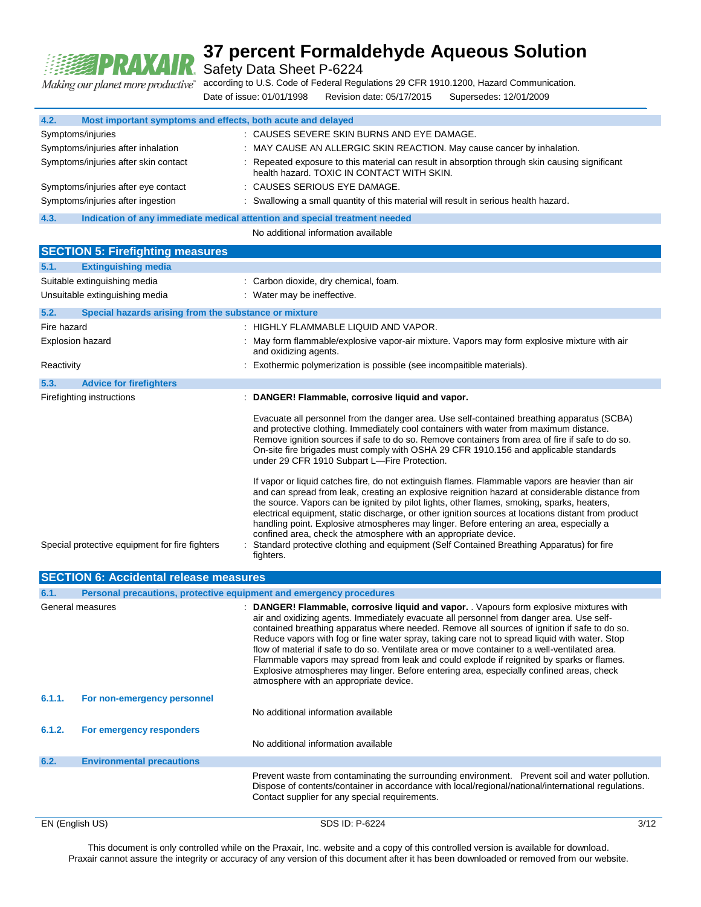### 4.2. Most important symptoms and effects, both acute and delayed

| | |
|---|---|
| Symptoms/injuries | : CAUSES SEVERE SKIN BURNS AND EYE DAMAGE. |
| Symptoms/injuries after inhalation | : MAY CAUSE AN ALLERGIC SKIN REACTION. May cause cancer by inhalation. |
| Symptoms/injuries after skin contact | : Repeated exposure to this material can result in absorption through skin causing significant health hazard. TOXIC IN CONTACT WITH SKIN. |
| Symptoms/injuries after eye contact | : CAUSES SERIOUS EYE DAMAGE. |
| Symptoms/injuries after ingestion | : Swallowing a small quantity of this material will result in serious health hazard. |

### 4.3. Indication of any immediate medical attention and special treatment needed

No additional information available

## SECTION 5: Firefighting measures

### 5.1. Extinguishing media

| | |
|---|---|
| Suitable extinguishing media | : Carbon dioxide, dry chemical, foam. |
| Unsuitable extinguishing media | : Water may be ineffective. |

### 5.2. Special hazards arising from the substance or mixture

| | |
|---|---|
| Fire hazard | : HIGHLY FLAMMABLE LIQUID AND VAPOR. |
| Explosion hazard | : May form flammable/explosive vapor-air mixture. Vapors may form explosive mixture with air and oxidizing agents. |
| Reactivity | : Exothermic polymerization is possible (see incompaitible materials). |

### 5.3. Advice for firefighters

Firefighting instructions : **DANGER! Flammable, corrosive liquid and vapor.**

Evacuate all personnel from the danger area. Use self-contained breathing apparatus (SCBA) and protective clothing. Immediately cool containers with water from maximum distance. Remove ignition sources if safe to do so. Remove containers from area of fire if safe to do so. On-site fire brigades must comply with OSHA 29 CFR 1910.156 and applicable standards under 29 CFR 1910 Subpart L—Fire Protection.

If vapor or liquid catches fire, do not extinguish flames. Flammable vapors are heavier than air and can spread from leak, creating an explosive reignition hazard at considerable distance from the source. Vapors can be ignited by pilot lights, other flames, smoking, sparks, heaters, electrical equipment, static discharge, or other ignition sources at locations distant from product handling point. Explosive atmospheres may linger. Before entering an area, especially a confined area, check the atmosphere with an appropriate device.

Special protective equipment for fire fighters : Standard protective clothing and equipment (Self Contained Breathing Apparatus) for fire fighters.

## SECTION 6: Accidental release measures

### 6.1. Personal precautions, protective equipment and emergency procedures

General measures : **DANGER! Flammable, corrosive liquid and vapor.** . Vapours form explosive mixtures with air and oxidizing agents. Immediately evacuate all personnel from danger area. Use self-contained breathing apparatus where needed. Remove all sources of ignition if safe to do so. Reduce vapors with fog or fine water spray, taking care not to spread liquid with water. Stop flow of material if safe to do so. Ventilate area or move container to a well-ventilated area. Flammable vapors may spread from leak and could explode if reignited by sparks or flames. Explosive atmospheres may linger. Before entering area, especially confined areas, check atmosphere with an appropriate device.

#### 6.1.1. For non-emergency personnel

No additional information available

#### 6.1.2. For emergency responders

No additional information available

### 6.2. Environmental precautions

Prevent waste from contaminating the surrounding environment. Prevent soil and water pollution. Dispose of contents/container in accordance with local/regional/national/international regulations. Contact supplier for any special requirements.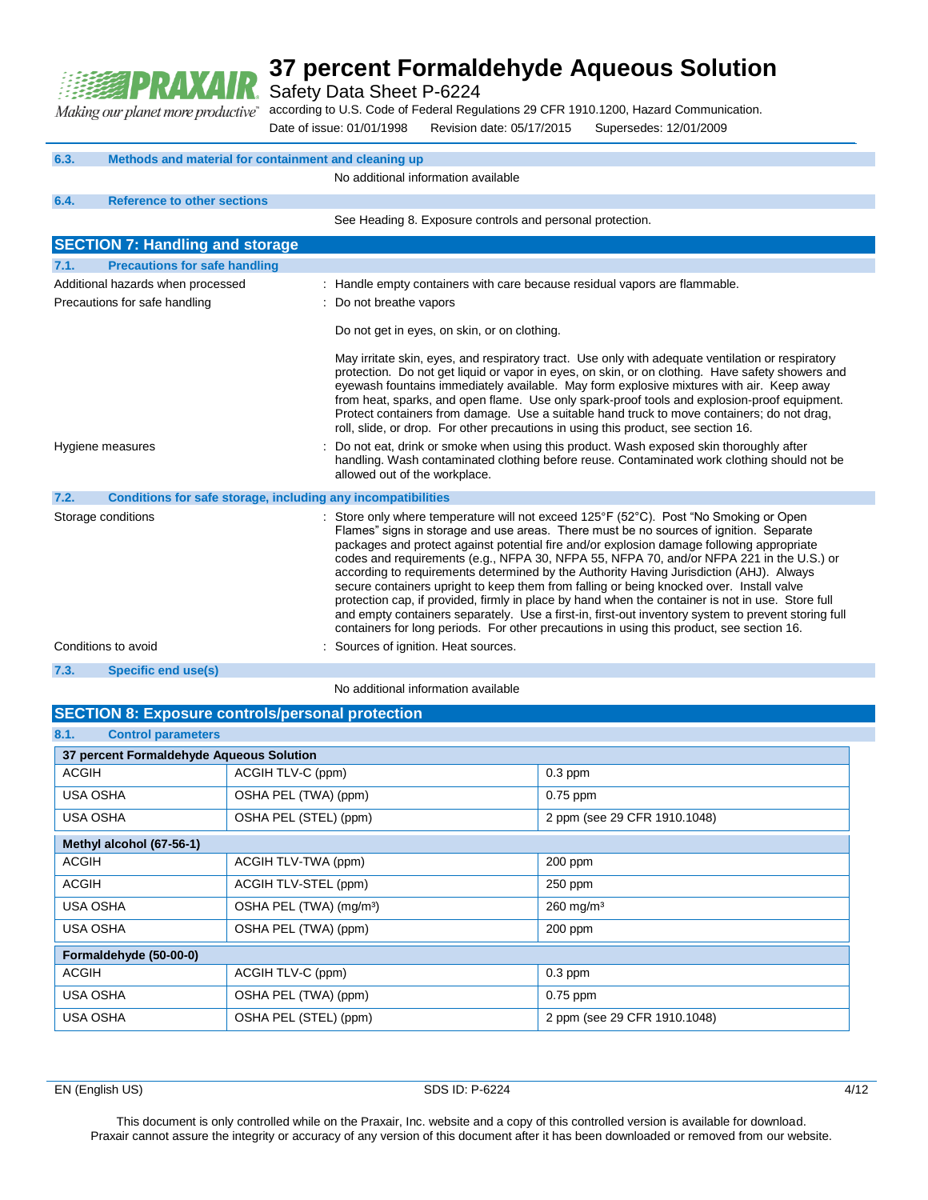### 6.3. Methods and material for containment and cleaning up

No additional information available

### 6.4. Reference to other sections

See Heading 8. Exposure controls and personal protection.

## SECTION 7: Handling and storage

### 7.1. Precautions for safe handling

Additional hazards when processed : Handle empty containers with care because residual vapors are flammable.

Precautions for safe handling : Do not breathe vapors

Do not get in eyes, on skin, or on clothing.

May irritate skin, eyes, and respiratory tract. Use only with adequate ventilation or respiratory protection. Do not get liquid or vapor in eyes, on skin, or on clothing. Have safety showers and eyewash fountains immediately available. May form explosive mixtures with air. Keep away from heat, sparks, and open flame. Use only spark-proof tools and explosion-proof equipment. Protect containers from damage. Use a suitable hand truck to move containers; do not drag, roll, slide, or drop. For other precautions in using this product, see section 16.

Hygiene measures : Do not eat, drink or smoke when using this product. Wash exposed skin thoroughly after handling. Wash contaminated clothing before reuse. Contaminated work clothing should not be allowed out of the workplace.

### 7.2. Conditions for safe storage, including any incompatibilities

Storage conditions : Store only where temperature will not exceed 125°F (52°C). Post "No Smoking or Open Flames" signs in storage and use areas. There must be no sources of ignition. Separate packages and protect against potential fire and/or explosion damage following appropriate codes and requirements (e.g., NFPA 30, NFPA 55, NFPA 70, and/or NFPA 221 in the U.S.) or according to requirements determined by the Authority Having Jurisdiction (AHJ). Always secure containers upright to keep them from falling or being knocked over. Install valve protection cap, if provided, firmly in place by hand when the container is not in use. Store full and empty containers separately. Use a first-in, first-out inventory system to prevent storing full containers for long periods. For other precautions in using this product, see section 16.

Conditions to avoid : Sources of ignition. Heat sources.

### 7.3. Specific end use(s)

No additional information available

## SECTION 8: Exposure controls/personal protection

### 8.1. Control parameters

| 37 percent Formaldehyde Aqueous Solution | | |
|---|---|---|
| ACGIH | ACGIH TLV-C (ppm) | 0.3 ppm |
| USA OSHA | OSHA PEL (TWA) (ppm) | 0.75 ppm |
| USA OSHA | OSHA PEL (STEL) (ppm) | 2 ppm (see 29 CFR 1910.1048) |
| **Methyl alcohol (67-56-1)** | | |
| ACGIH | ACGIH TLV-TWA (ppm) | 200 ppm |
| ACGIH | ACGIH TLV-STEL (ppm) | 250 ppm |
| USA OSHA | OSHA PEL (TWA) (mg/m³) | 260 mg/m³ |
| USA OSHA | OSHA PEL (TWA) (ppm) | 200 ppm |
| **Formaldehyde (50-00-0)** | | |
| ACGIH | ACGIH TLV-C (ppm) | 0.3 ppm |
| USA OSHA | OSHA PEL (TWA) (ppm) | 0.75 ppm |
| USA OSHA | OSHA PEL (STEL) (ppm) | 2 ppm (see 29 CFR 1910.1048) |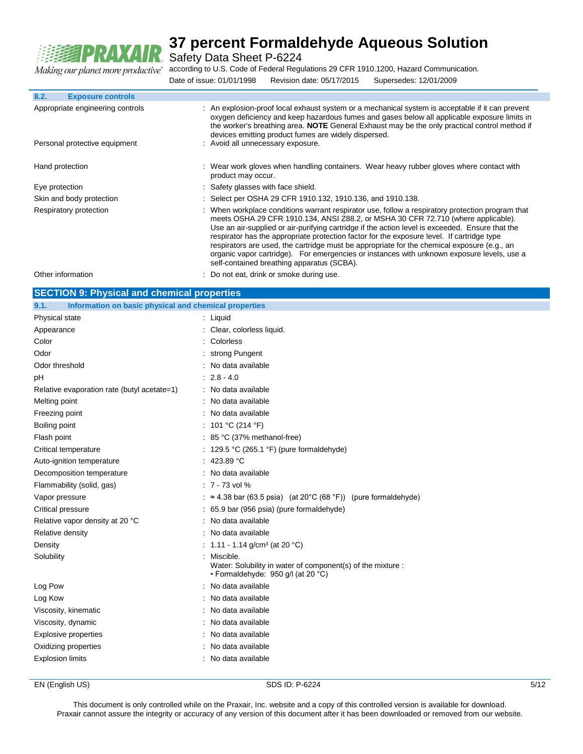### 8.2. Exposure controls

| | |
|---|---|
| Appropriate engineering controls | : An explosion-proof local exhaust system or a mechanical system is acceptable if it can prevent oxygen deficiency and keep hazardous fumes and gases below all applicable exposure limits in the worker's breathing area. **NOTE** General Exhaust may be the only practical control method if devices emitting product fumes are widely dispersed. |
| Personal protective equipment | : Avoid all unnecessary exposure. |
| Hand protection | : Wear work gloves when handling containers. Wear heavy rubber gloves where contact with product may occur. |
| Eye protection | : Safety glasses with face shield. |
| Skin and body protection | : Select per OSHA 29 CFR 1910.132, 1910.136, and 1910.138. |
| Respiratory protection | : When workplace conditions warrant respirator use, follow a respiratory protection program that meets OSHA 29 CFR 1910.134, ANSI Z88.2, or MSHA 30 CFR 72.710 (where applicable). Use an air-supplied or air-purifying cartridge if the action level is exceeded. Ensure that the respirator has the appropriate protection factor for the exposure level. If cartridge type respirators are used, the cartridge must be appropriate for the chemical exposure (e.g., an organic vapor cartridge). For emergencies or instances with unknown exposure levels, use a self-contained breathing apparatus (SCBA). |
| Other information | : Do not eat, drink or smoke during use. |

## SECTION 9: Physical and chemical properties

### 9.1. Information on basic physical and chemical properties

| | |
|---|---|
| Physical state | : Liquid |
| Appearance | : Clear, colorless liquid. |
| Color | : Colorless |
| Odor | : strong Pungent |
| Odor threshold | : No data available |
| pH | : 2.8 - 4.0 |
| Relative evaporation rate (butyl acetate=1) | : No data available |
| Melting point | : No data available |
| Freezing point | : No data available |
| Boiling point | : 101 °C (214 °F) |
| Flash point | : 85 °C (37% methanol-free) |
| Critical temperature | : 129.5 °C (265.1 °F) (pure formaldehyde) |
| Auto-ignition temperature | : 423.89 °C |
| Decomposition temperature | : No data available |
| Flammability (solid, gas) | : 7 - 73 vol % |
| Vapor pressure | : ≈ 4.38 bar (63.5 psia) (at 20°C (68 °F)) (pure formaldehyde) |
| Critical pressure | : 65.9 bar (956 psia) (pure formaldehyde) |
| Relative vapor density at 20 °C | : No data available |
| Relative density | : No data available |
| Density | : 1.11 - 1.14 g/cm³ (at 20 °C) |
| Solubility | : Miscible.<br>Water: Solubility in water of component(s) of the mixture :<br>• Formaldehyde: 950 g/l (at 20 °C) |
| Log Pow | : No data available |
| Log Kow | : No data available |
| Viscosity, kinematic | : No data available |
| Viscosity, dynamic | : No data available |
| Explosive properties | : No data available |
| Oxidizing properties | : No data available |
| Explosion limits | : No data available |

This document is only controlled while on the Praxair, Inc. website and a copy of this controlled version is available for download. Praxair cannot assure the integrity or accuracy of any version of this document after it has been downloaded or removed from our website.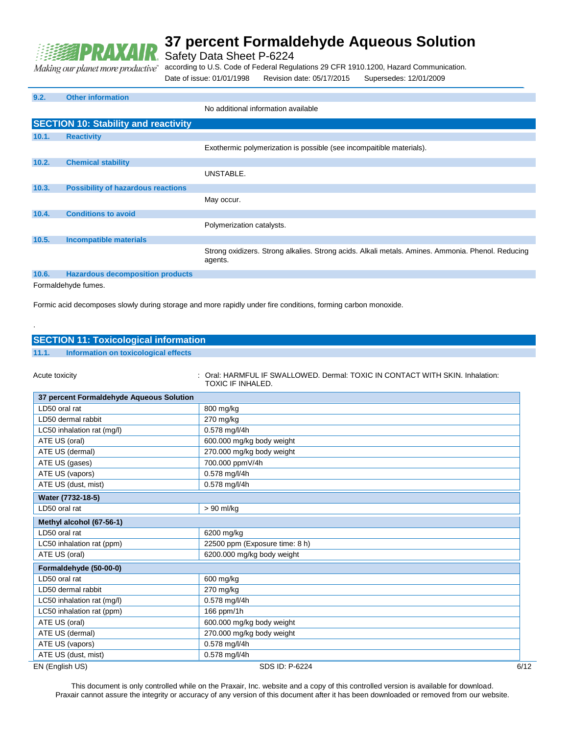### 9.2. Other information

No additional information available

## SECTION 10: Stability and reactivity

### 10.1. Reactivity

Exothermic polymerization is possible (see incompaitible materials).

### 10.2. Chemical stability

UNSTABLE.

### 10.3. Possibility of hazardous reactions

May occur.

### 10.4. Conditions to avoid

Polymerization catalysts.

### 10.5. Incompatible materials

Strong oxidizers. Strong alkalies. Strong acids. Alkali metals. Amines. Ammonia. Phenol. Reducing agents.

### 10.6. Hazardous decomposition products

Formaldehyde fumes.

Formic acid decomposes slowly during storage and more rapidly under fire conditions, forming carbon monoxide.

.

## SECTION 11: Toxicological information

### 11.1. Information on toxicological effects

Acute toxicity : Oral: HARMFUL IF SWALLOWED. Dermal: TOXIC IN CONTACT WITH SKIN. Inhalation: TOXIC IF INHALED.

| 37 percent Formaldehyde Aqueous Solution | |
|---|---|
| LD50 oral rat | 800 mg/kg |
| LD50 dermal rabbit | 270 mg/kg |
| LC50 inhalation rat (mg/l) | 0.578 mg/l/4h |
| ATE US (oral) | 600.000 mg/kg body weight |
| ATE US (dermal) | 270.000 mg/kg body weight |
| ATE US (gases) | 700.000 ppmV/4h |
| ATE US (vapors) | 0.578 mg/l/4h |
| ATE US (dust, mist) | 0.578 mg/l/4h |
| **Water (7732-18-5)** | |
| LD50 oral rat | > 90 ml/kg |
| **Methyl alcohol (67-56-1)** | |
| LD50 oral rat | 6200 mg/kg |
| LC50 inhalation rat (ppm) | 22500 ppm (Exposure time: 8 h) |
| ATE US (oral) | 6200.000 mg/kg body weight |
| **Formaldehyde (50-00-0)** | |
| LD50 oral rat | 600 mg/kg |
| LD50 dermal rabbit | 270 mg/kg |
| LC50 inhalation rat (mg/l) | 0.578 mg/l/4h |
| LC50 inhalation rat (ppm) | 166 ppm/1h |
| ATE US (oral) | 600.000 mg/kg body weight |
| ATE US (dermal) | 270.000 mg/kg body weight |
| ATE US (vapors) | 0.578 mg/l/4h |
| ATE US (dust, mist) | 0.578 mg/l/4h |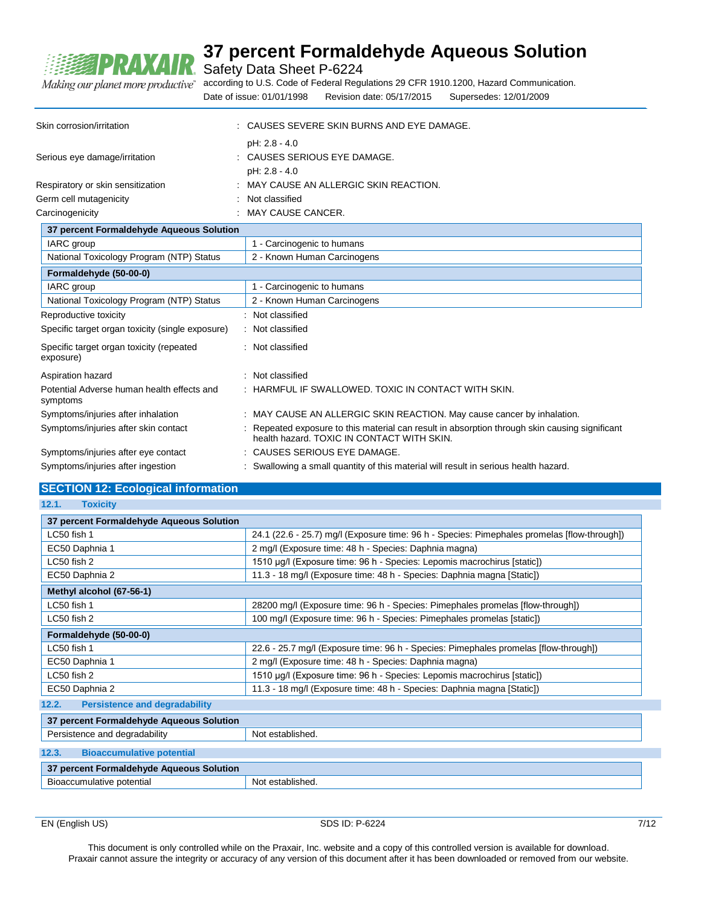Skin corrosion/irritation : CAUSES SEVERE SKIN BURNS AND EYE DAMAGE.

pH: 2.8 - 4.0

Serious eye damage/irritation : CAUSES SERIOUS EYE DAMAGE.

pH: 2.8 - 4.0

Respiratory or skin sensitization : MAY CAUSE AN ALLERGIC SKIN REACTION.

Germ cell mutagenicity : Not classified

Carcinogenicity : MAY CAUSE CANCER.

| 37 percent Formaldehyde Aqueous Solution | |
|---|---|
| IARC group | 1 - Carcinogenic to humans |
| National Toxicology Program (NTP) Status | 2 - Known Human Carcinogens |
| **Formaldehyde (50-00-0)** | |
| IARC group | 1 - Carcinogenic to humans |
| National Toxicology Program (NTP) Status | 2 - Known Human Carcinogens |

Reproductive toxicity : Not classified

Specific target organ toxicity (single exposure) : Not classified

Specific target organ toxicity (repeated exposure) : Not classified

Aspiration hazard : Not classified

Potential Adverse human health effects and symptoms : HARMFUL IF SWALLOWED. TOXIC IN CONTACT WITH SKIN.

Symptoms/injuries after inhalation : MAY CAUSE AN ALLERGIC SKIN REACTION. May cause cancer by inhalation.

Symptoms/injuries after skin contact : Repeated exposure to this material can result in absorption through skin causing significant health hazard. TOXIC IN CONTACT WITH SKIN.

Symptoms/injuries after eye contact : CAUSES SERIOUS EYE DAMAGE.

Symptoms/injuries after ingestion : Swallowing a small quantity of this material will result in serious health hazard.

## SECTION 12: Ecological information

### 12.1. Toxicity

| 37 percent Formaldehyde Aqueous Solution | |
|---|---|
| LC50 fish 1 | 24.1 (22.6 - 25.7) mg/l (Exposure time: 96 h - Species: Pimephales promelas [flow-through]) |
| EC50 Daphnia 1 | 2 mg/l (Exposure time: 48 h - Species: Daphnia magna) |
| LC50 fish 2 | 1510 µg/l (Exposure time: 96 h - Species: Lepomis macrochirus [static]) |
| EC50 Daphnia 2 | 11.3 - 18 mg/l (Exposure time: 48 h - Species: Daphnia magna [Static]) |
| **Methyl alcohol (67-56-1)** | |
| LC50 fish 1 | 28200 mg/l (Exposure time: 96 h - Species: Pimephales promelas [flow-through]) |
| LC50 fish 2 | 100 mg/l (Exposure time: 96 h - Species: Pimephales promelas [static]) |
| **Formaldehyde (50-00-0)** | |
| LC50 fish 1 | 22.6 - 25.7 mg/l (Exposure time: 96 h - Species: Pimephales promelas [flow-through]) |
| EC50 Daphnia 1 | 2 mg/l (Exposure time: 48 h - Species: Daphnia magna) |
| LC50 fish 2 | 1510 µg/l (Exposure time: 96 h - Species: Lepomis macrochirus [static]) |
| EC50 Daphnia 2 | 11.3 - 18 mg/l (Exposure time: 48 h - Species: Daphnia magna [Static]) |

### 12.2. Persistence and degradability

| 37 percent Formaldehyde Aqueous Solution | |
|---|---|
| Persistence and degradability | Not established. |

### 12.3. Bioaccumulative potential

| 37 percent Formaldehyde Aqueous Solution | |
|---|---|
| Bioaccumulative potential | Not established. |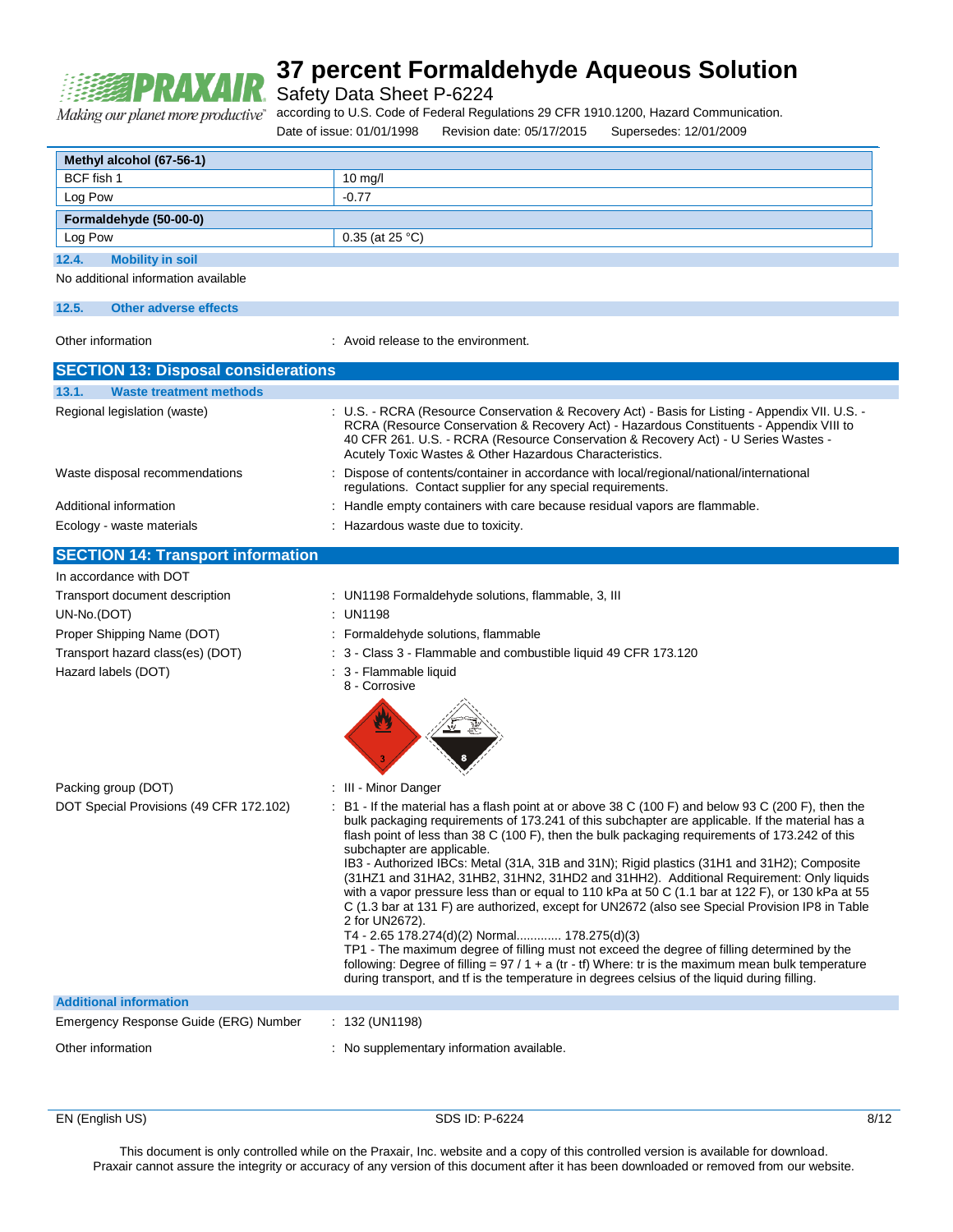| Methyl alcohol (67-56-1) | |
|---|---|
| BCF fish 1 | 10 mg/l |
| Log Pow | -0.77 |
| **Formaldehyde (50-00-0)** | |
| Log Pow | 0.35 (at 25 °C) |

### 12.4. Mobility in soil

No additional information available

### 12.5. Other adverse effects

Other information : Avoid release to the environment.

## SECTION 13: Disposal considerations

### 13.1. Waste treatment methods

Regional legislation (waste) : U.S. - RCRA (Resource Conservation & Recovery Act) - Basis for Listing - Appendix VII. U.S. - RCRA (Resource Conservation & Recovery Act) - Hazardous Constituents - Appendix VIII to 40 CFR 261. U.S. - RCRA (Resource Conservation & Recovery Act) - U Series Wastes - Acutely Toxic Wastes & Other Hazardous Characteristics.

Waste disposal recommendations : Dispose of contents/container in accordance with local/regional/national/international regulations. Contact supplier for any special requirements.

Additional information : Handle empty containers with care because residual vapors are flammable.

Ecology - waste materials : Hazardous waste due to toxicity.

## SECTION 14: Transport information

In accordance with DOT

Transport document description : UN1198 Formaldehyde solutions, flammable, 3, III

UN-No.(DOT) : UN1198

Proper Shipping Name (DOT) : Formaldehyde solutions, flammable

Transport hazard class(es) (DOT) : 3 - Class 3 - Flammable and combustible liquid 49 CFR 173.120

Hazard labels (DOT) : 3 - Flammable liquid
8 - Corrosive

Packing group (DOT) : III - Minor Danger

DOT Special Provisions (49 CFR 172.102) : B1 - If the material has a flash point at or above 38 C (100 F) and below 93 C (200 F), then the bulk packaging requirements of 173.241 of this subchapter are applicable. If the material has a flash point of less than 38 C (100 F), then the bulk packaging requirements of 173.242 of this subchapter are applicable.
IB3 - Authorized IBCs: Metal (31A, 31B and 31N); Rigid plastics (31H1 and 31H2); Composite (31HZ1 and 31HA2, 31HB2, 31HN2, 31HD2 and 31HH2). Additional Requirement: Only liquids with a vapor pressure less than or equal to 110 kPa at 50 C (1.1 bar at 122 F), or 130 kPa at 55 C (1.3 bar at 131 F) are authorized, except for UN2672 (also see Special Provision IP8 in Table 2 for UN2672).
T4 - 2.65 178.274(d)(2) Normal............ 178.275(d)(3)
TP1 - The maximum degree of filling must not exceed the degree of filling determined by the following: Degree of filling = 97 / 1 + a (tr - tf) Where: tr is the maximum mean bulk temperature during transport, and tf is the temperature in degrees celsius of the liquid during filling.

### Additional information

Emergency Response Guide (ERG) Number : 132 (UN1198)

Other information : No supplementary information available.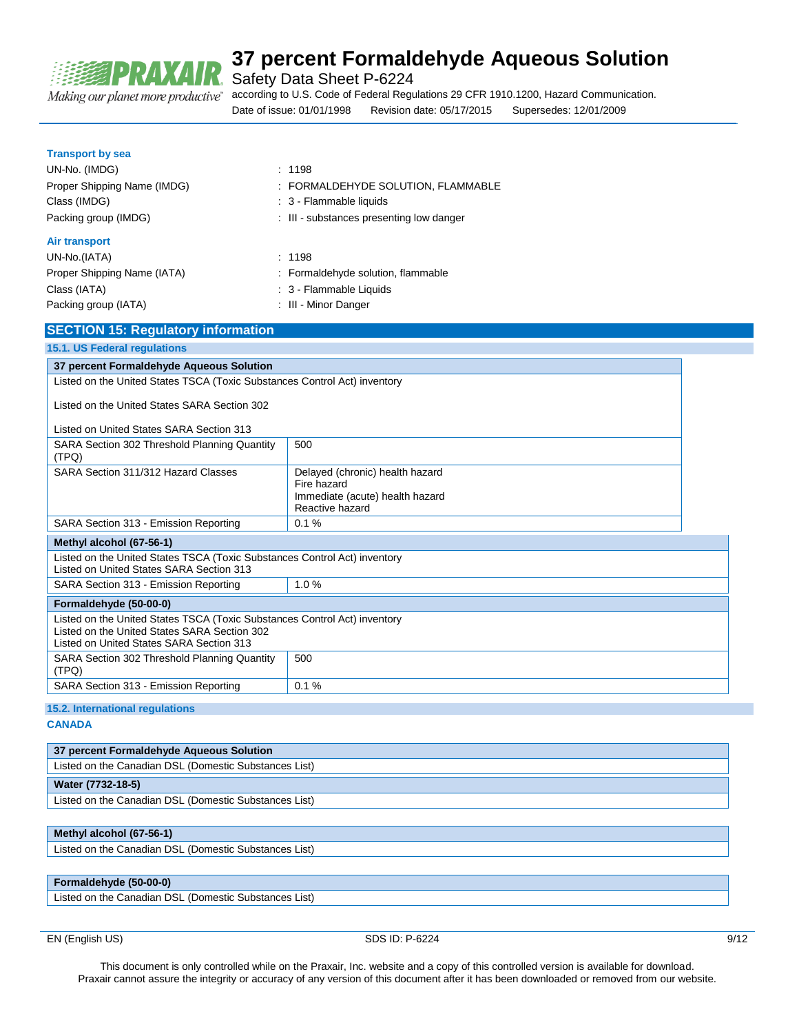**Transport by sea**

UN-No. (IMDG) : 1198

Proper Shipping Name (IMDG) : FORMALDEHYDE SOLUTION, FLAMMABLE

Class (IMDG) : 3 - Flammable liquids

Packing group (IMDG) : III - substances presenting low danger

**Air transport**

UN-No.(IATA) : 1198

Proper Shipping Name (IATA) : Formaldehyde solution, flammable

Class (IATA) : 3 - Flammable Liquids

Packing group (IATA) : III - Minor Danger

## SECTION 15: Regulatory information

### 15.1. US Federal regulations

| 37 percent Formaldehyde Aqueous Solution | |
|---|---|
| Listed on the United States TSCA (Toxic Substances Control Act) inventory<br><br>Listed on the United States SARA Section 302<br><br>Listed on United States SARA Section 313 | |
| SARA Section 302 Threshold Planning Quantity (TPQ) | 500 |
| SARA Section 311/312 Hazard Classes | Delayed (chronic) health hazard<br>Fire hazard<br>Immediate (acute) health hazard<br>Reactive hazard |
| SARA Section 313 - Emission Reporting | 0.1 % |

| Methyl alcohol (67-56-1) | |
|---|---|
| Listed on the United States TSCA (Toxic Substances Control Act) inventory<br>Listed on United States SARA Section 313 | |
| SARA Section 313 - Emission Reporting | 1.0 % |

| Formaldehyde (50-00-0) | |
|---|---|
| Listed on the United States TSCA (Toxic Substances Control Act) inventory<br>Listed on the United States SARA Section 302<br>Listed on United States SARA Section 313 | |
| SARA Section 302 Threshold Planning Quantity (TPQ) | 500 |
| SARA Section 313 - Emission Reporting | 0.1 % |

### 15.2. International regulations

**CANADA**

| 37 percent Formaldehyde Aqueous Solution |
|---|
| Listed on the Canadian DSL (Domestic Substances List) |

| Water (7732-18-5) |
|---|
| Listed on the Canadian DSL (Domestic Substances List) |

| Methyl alcohol (67-56-1) |
|---|
| Listed on the Canadian DSL (Domestic Substances List) |

| Formaldehyde (50-00-0) |
|---|
| Listed on the Canadian DSL (Domestic Substances List) |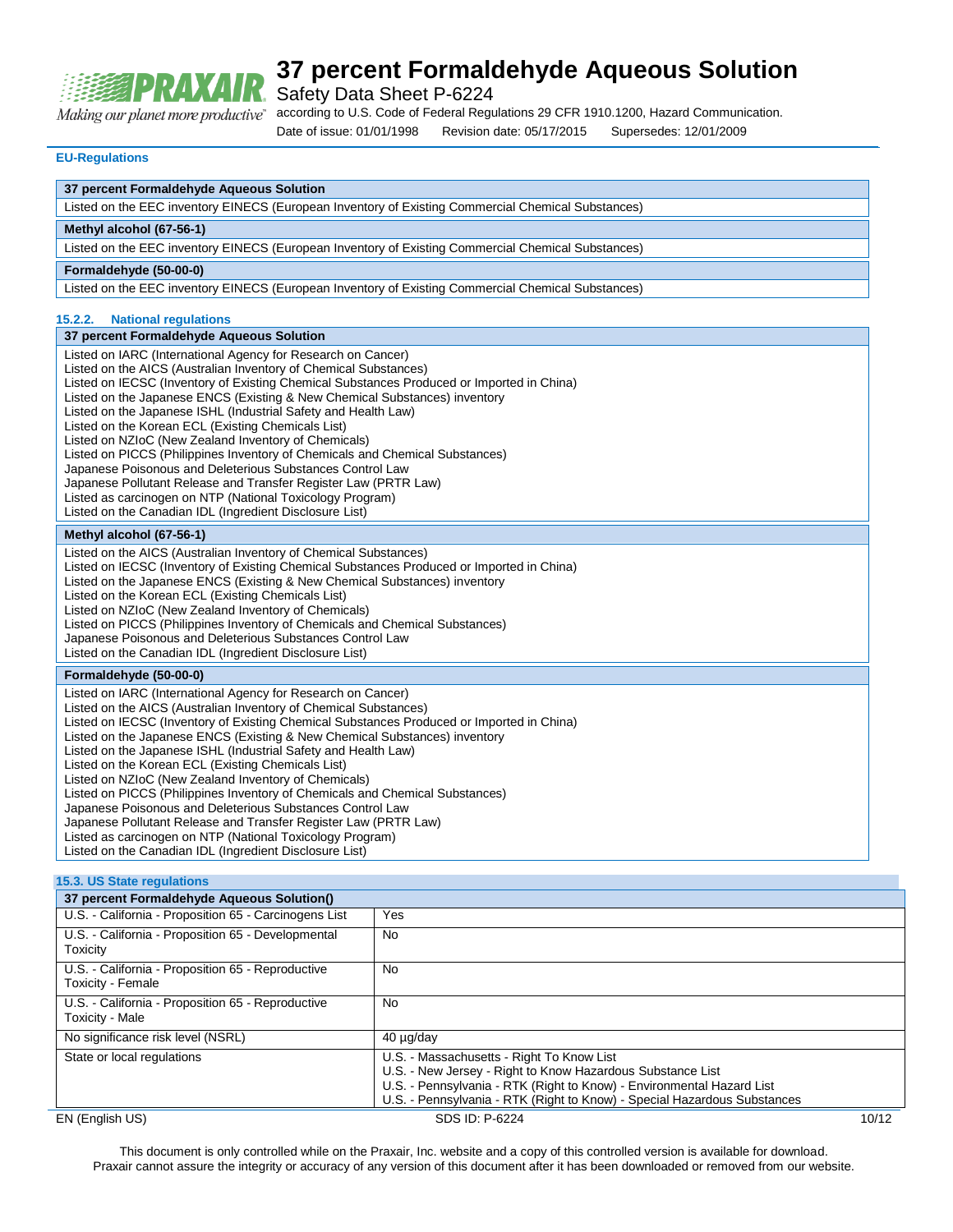#### EU-Regulations

| 37 percent Formaldehyde Aqueous Solution |
| --- |
| Listed on the EEC inventory EINECS (European Inventory of Existing Commercial Chemical Substances) |

| Methyl alcohol (67-56-1) |
| --- |
| Listed on the EEC inventory EINECS (European Inventory of Existing Commercial Chemical Substances) |

| Formaldehyde (50-00-0) |
| --- |
| Listed on the EEC inventory EINECS (European Inventory of Existing Commercial Chemical Substances) |

#### 15.2.2. National regulations

| 37 percent Formaldehyde Aqueous Solution |
| --- |
| Listed on IARC (International Agency for Research on Cancer)<br>Listed on the AICS (Australian Inventory of Chemical Substances)<br>Listed on IECSC (Inventory of Existing Chemical Substances Produced or Imported in China)<br>Listed on the Japanese ENCS (Existing & New Chemical Substances) inventory<br>Listed on the Japanese ISHL (Industrial Safety and Health Law)<br>Listed on the Korean ECL (Existing Chemicals List)<br>Listed on NZIoC (New Zealand Inventory of Chemicals)<br>Listed on PICCS (Philippines Inventory of Chemicals and Chemical Substances)<br>Japanese Poisonous and Deleterious Substances Control Law<br>Japanese Pollutant Release and Transfer Register Law (PRTR Law)<br>Listed as carcinogen on NTP (National Toxicology Program)<br>Listed on the Canadian IDL (Ingredient Disclosure List) |

| Methyl alcohol (67-56-1) |
| --- |
| Listed on the AICS (Australian Inventory of Chemical Substances)<br>Listed on IECSC (Inventory of Existing Chemical Substances Produced or Imported in China)<br>Listed on the Japanese ENCS (Existing & New Chemical Substances) inventory<br>Listed on the Korean ECL (Existing Chemicals List)<br>Listed on NZIoC (New Zealand Inventory of Chemicals)<br>Listed on PICCS (Philippines Inventory of Chemicals and Chemical Substances)<br>Japanese Poisonous and Deleterious Substances Control Law<br>Listed on the Canadian IDL (Ingredient Disclosure List) |

| Formaldehyde (50-00-0) |
| --- |
| Listed on IARC (International Agency for Research on Cancer)<br>Listed on the AICS (Australian Inventory of Chemical Substances)<br>Listed on IECSC (Inventory of Existing Chemical Substances Produced or Imported in China)<br>Listed on the Japanese ENCS (Existing & New Chemical Substances) inventory<br>Listed on the Japanese ISHL (Industrial Safety and Health Law)<br>Listed on the Korean ECL (Existing Chemicals List)<br>Listed on NZIoC (New Zealand Inventory of Chemicals)<br>Listed on PICCS (Philippines Inventory of Chemicals and Chemical Substances)<br>Japanese Poisonous and Deleterious Substances Control Law<br>Japanese Pollutant Release and Transfer Register Law (PRTR Law)<br>Listed as carcinogen on NTP (National Toxicology Program)<br>Listed on the Canadian IDL (Ingredient Disclosure List) |

### 15.3. US State regulations

| 37 percent Formaldehyde Aqueous Solution() | |
| --- | --- |
| U.S. - California - Proposition 65 - Carcinogens List | Yes |
| U.S. - California - Proposition 65 - Developmental Toxicity | No |
| U.S. - California - Proposition 65 - Reproductive Toxicity - Female | No |
| U.S. - California - Proposition 65 - Reproductive Toxicity - Male | No |
| No significance risk level (NSRL) | 40 µg/day |
| State or local regulations | U.S. - Massachusetts - Right To Know List<br>U.S. - New Jersey - Right to Know Hazardous Substance List<br>U.S. - Pennsylvania - RTK (Right to Know) - Environmental Hazard List<br>U.S. - Pennsylvania - RTK (Right to Know) - Special Hazardous Substances |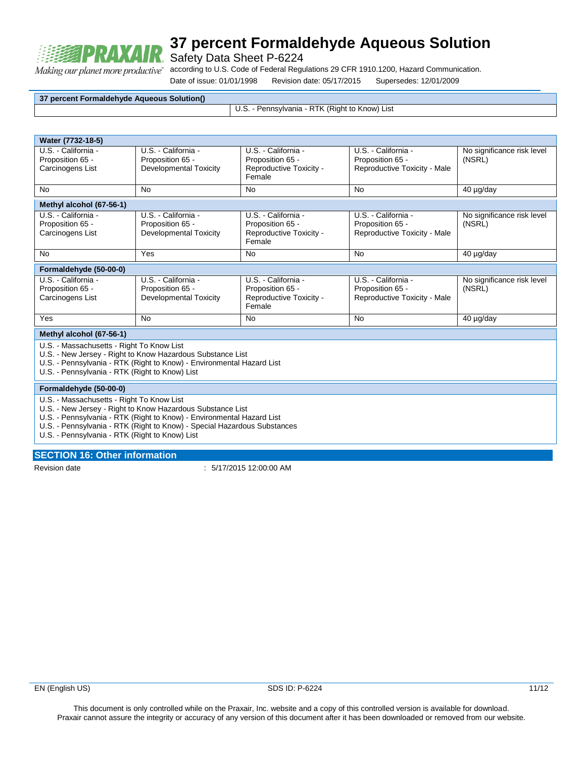| 37 percent Formaldehyde Aqueous Solution() | |
|---|---|
| | U.S. - Pennsylvania - RTK (Right to Know) List |

| Water (7732-18-5) | | | | |
|---|---|---|---|---|
| U.S. - California - Proposition 65 - Carcinogens List | U.S. - California - Proposition 65 - Developmental Toxicity | U.S. - California - Proposition 65 - Reproductive Toxicity - Female | U.S. - California - Proposition 65 - Reproductive Toxicity - Male | No significance risk level (NSRL) |
| No | No | No | No | 40 µg/day |
| **Methyl alcohol (67-56-1)** | | | | |
| U.S. - California - Proposition 65 - Carcinogens List | U.S. - California - Proposition 65 - Developmental Toxicity | U.S. - California - Proposition 65 - Reproductive Toxicity - Female | U.S. - California - Proposition 65 - Reproductive Toxicity - Male | No significance risk level (NSRL) |
| No | Yes | No | No | 40 µg/day |
| **Formaldehyde (50-00-0)** | | | | |
| U.S. - California - Proposition 65 - Carcinogens List | U.S. - California - Proposition 65 - Developmental Toxicity | U.S. - California - Proposition 65 - Reproductive Toxicity - Female | U.S. - California - Proposition 65 - Reproductive Toxicity - Male | No significance risk level (NSRL) |
| Yes | No | No | No | 40 µg/day |

| Methyl alcohol (67-56-1) |
|---|
| U.S. - Massachusetts - Right To Know List<br>U.S. - New Jersey - Right to Know Hazardous Substance List<br>U.S. - Pennsylvania - RTK (Right to Know) - Environmental Hazard List<br>U.S. - Pennsylvania - RTK (Right to Know) List |
| **Formaldehyde (50-00-0)** |
| U.S. - Massachusetts - Right To Know List<br>U.S. - New Jersey - Right to Know Hazardous Substance List<br>U.S. - Pennsylvania - RTK (Right to Know) - Environmental Hazard List<br>U.S. - Pennsylvania - RTK (Right to Know) - Special Hazardous Substances<br>U.S. - Pennsylvania - RTK (Right to Know) List |

## SECTION 16: Other information

Revision date : 5/17/2015 12:00:00 AM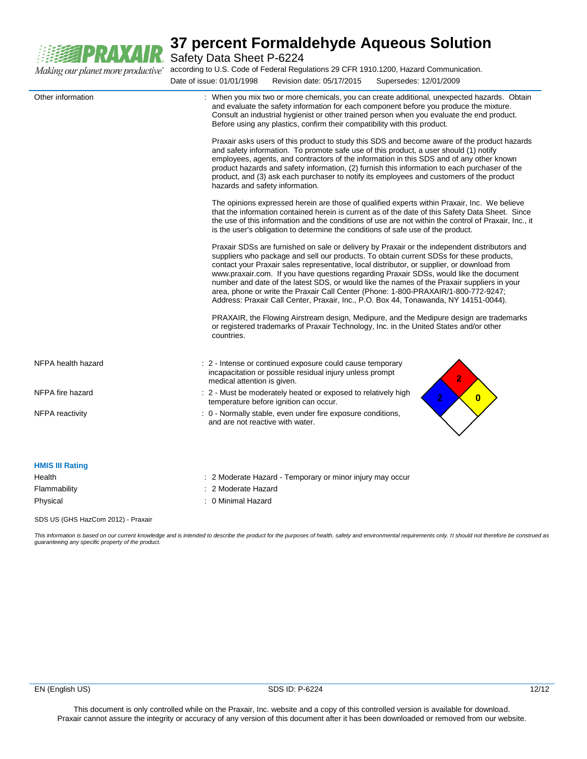Other information : When you mix two or more chemicals, you can create additional, unexpected hazards. Obtain and evaluate the safety information for each component before you produce the mixture. Consult an industrial hygienist or other trained person when you evaluate the end product. Before using any plastics, confirm their compatibility with this product.

Praxair asks users of this product to study this SDS and become aware of the product hazards and safety information. To promote safe use of this product, a user should (1) notify employees, agents, and contractors of the information in this SDS and of any other known product hazards and safety information, (2) furnish this information to each purchaser of the product, and (3) ask each purchaser to notify its employees and customers of the product hazards and safety information.

The opinions expressed herein are those of qualified experts within Praxair, Inc. We believe that the information contained herein is current as of the date of this Safety Data Sheet. Since the use of this information and the conditions of use are not within the control of Praxair, Inc., it is the user's obligation to determine the conditions of safe use of the product.

Praxair SDSs are furnished on sale or delivery by Praxair or the independent distributors and suppliers who package and sell our products. To obtain current SDSs for these products, contact your Praxair sales representative, local distributor, or supplier, or download from www.praxair.com. If you have questions regarding Praxair SDSs, would like the document number and date of the latest SDS, or would like the names of the Praxair suppliers in your area, phone or write the Praxair Call Center (Phone: 1-800-PRAXAIR/1-800-772-9247; Address: Praxair Call Center, Praxair, Inc., P.O. Box 44, Tonawanda, NY 14151-0044).

PRAXAIR, the Flowing Airstream design, Medipure, and the Medipure design are trademarks or registered trademarks of Praxair Technology, Inc. in the United States and/or other countries.

NFPA health hazard : 2 - Intense or continued exposure could cause temporary incapacitation or possible residual injury unless prompt medical attention is given.

NFPA fire hazard : 2 - Must be moderately heated or exposed to relatively high temperature before ignition can occur.

NFPA reactivity : 0 - Normally stable, even under fire exposure conditions, and are not reactive with water.

2

2

0

### HMIS III Rating

Health : 2 Moderate Hazard - Temporary or minor injury may occur

Flammability : 2 Moderate Hazard

Physical : 0 Minimal Hazard

SDS US (GHS HazCom 2012) - Praxair

*This information is based on our current knowledge and is intended to describe the product for the purposes of health, safety and environmental requirements only. It should not therefore be construed as guaranteeing any specific property of the product.*